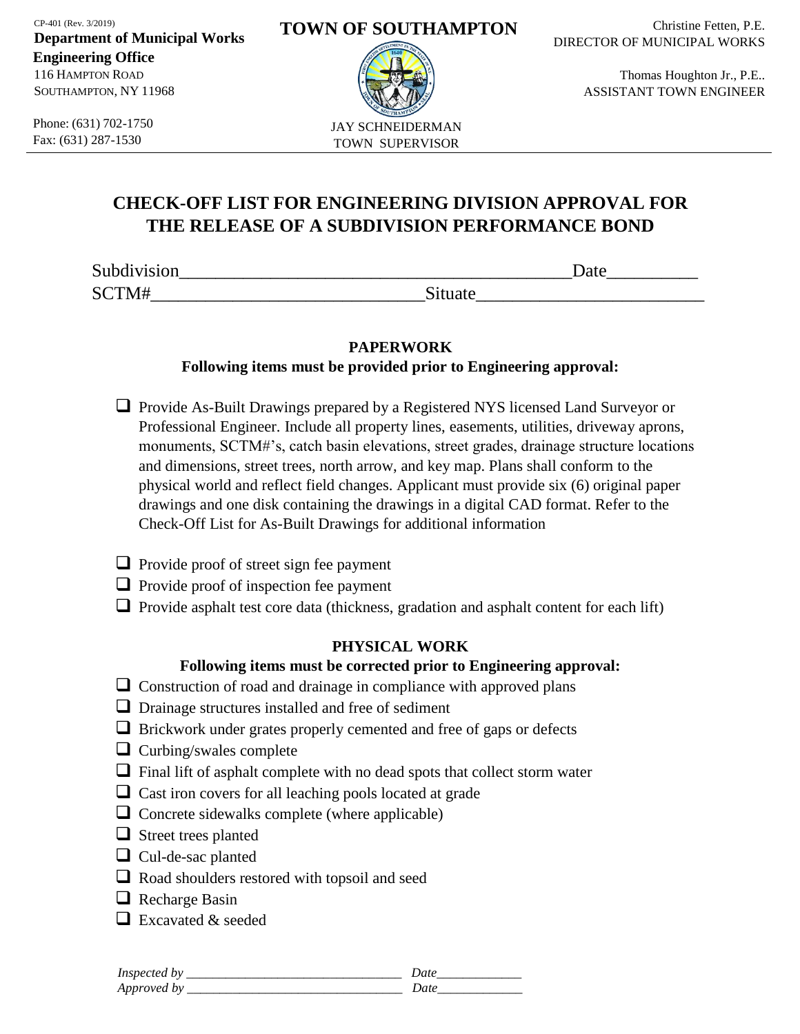CP-401 (Rev. 3/2019)

**Department of Municipal Works**
**Engineering Office**
116 HAMPTON ROAD
SOUTHAMPTON, NY 11968

Phone: (631) 702-1750
Fax: (631) 287-1530

**TOWN OF SOUTHAMPTON**

JAY SCHNEIDERMAN
TOWN SUPERVISOR

Christine Fetten, P.E.
DIRECTOR OF MUNICIPAL WORKS

Thomas Houghton Jr., P.E..
ASSISTANT TOWN ENGINEER

# CHECK-OFF LIST FOR ENGINEERING DIVISION APPROVAL FOR THE RELEASE OF A SUBDIVISION PERFORMANCE BOND

Subdivision___________________________________________Date__________

SCTM#______________________________Situate________________________

## PAPERWORK

**Following items must be provided prior to Engineering approval:**

- ☐ Provide As-Built Drawings prepared by a Registered NYS licensed Land Surveyor or Professional Engineer. Include all property lines, easements, utilities, driveway aprons, monuments, SCTM#'s, catch basin elevations, street grades, drainage structure locations and dimensions, street trees, north arrow, and key map. Plans shall conform to the physical world and reflect field changes. Applicant must provide six (6) original paper drawings and one disk containing the drawings in a digital CAD format. Refer to the Check-Off List for As-Built Drawings for additional information
- ☐ Provide proof of street sign fee payment
- ☐ Provide proof of inspection fee payment
- ☐ Provide asphalt test core data (thickness, gradation and asphalt content for each lift)

## PHYSICAL WORK

**Following items must be corrected prior to Engineering approval:**

- ☐ Construction of road and drainage in compliance with approved plans
- ☐ Drainage structures installed and free of sediment
- ☐ Brickwork under grates properly cemented and free of gaps or defects
- ☐ Curbing/swales complete
- ☐ Final lift of asphalt complete with no dead spots that collect storm water
- ☐ Cast iron covers for all leaching pools located at grade
- ☐ Concrete sidewalks complete (where applicable)
- ☐ Street trees planted
- ☐ Cul-de-sac planted
- ☐ Road shoulders restored with topsoil and seed
- ☐ Recharge Basin
- ☐ Excavated & seeded

*Inspected by* ________________________________ *Date*_____________
*Approved by* ________________________________ *Date*_____________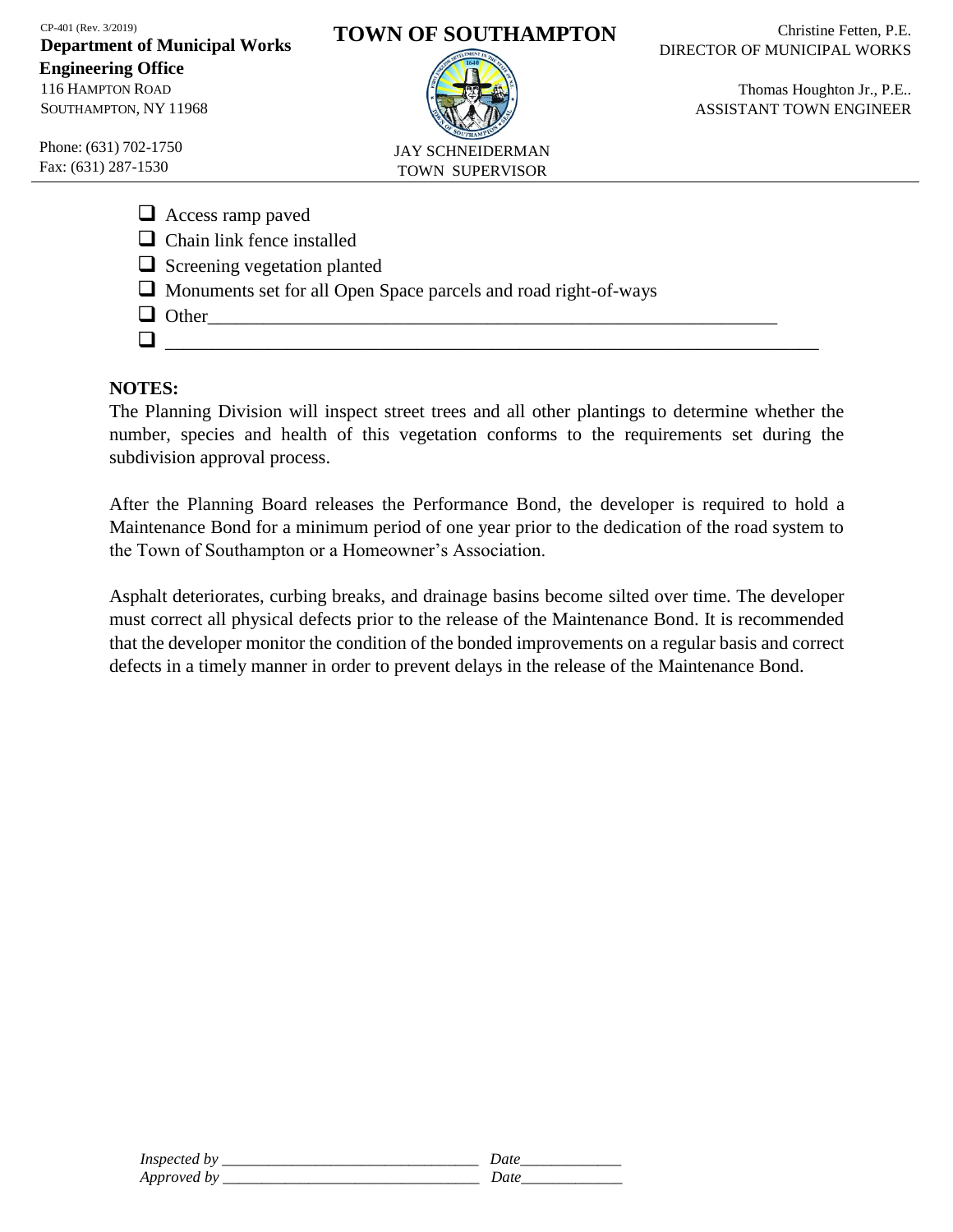CP-401 (Rev. 3/2019)
**Department of Municipal Works**
**Engineering Office**
116 HAMPTON ROAD
SOUTHAMPTON, NY 11968

Phone: (631) 702-1750
Fax: (631) 287-1530

**TOWN OF SOUTHAMPTON**

JAY SCHNEIDERMAN
TOWN SUPERVISOR

Christine Fetten, P.E.
DIRECTOR OF MUNICIPAL WORKS

Thomas Houghton Jr., P.E..
ASSISTANT TOWN ENGINEER

- ☐ Access ramp paved
- ☐ Chain link fence installed
- ☐ Screening vegetation planted
- ☐ Monuments set for all Open Space parcels and road right-of-ways
- ☐ Other_______________________________________________________________
- ☐ ____________________________________________________________________

**NOTES:**

The Planning Division will inspect street trees and all other plantings to determine whether the number, species and health of this vegetation conforms to the requirements set during the subdivision approval process.

After the Planning Board releases the Performance Bond, the developer is required to hold a Maintenance Bond for a minimum period of one year prior to the dedication of the road system to the Town of Southampton or a Homeowner's Association.

Asphalt deteriorates, curbing breaks, and drainage basins become silted over time. The developer must correct all physical defects prior to the release of the Maintenance Bond. It is recommended that the developer monitor the condition of the bonded improvements on a regular basis and correct defects in a timely manner in order to prevent delays in the release of the Maintenance Bond.

*Inspected by* _______________________________ *Date*____________
*Approved by* _______________________________ *Date*____________